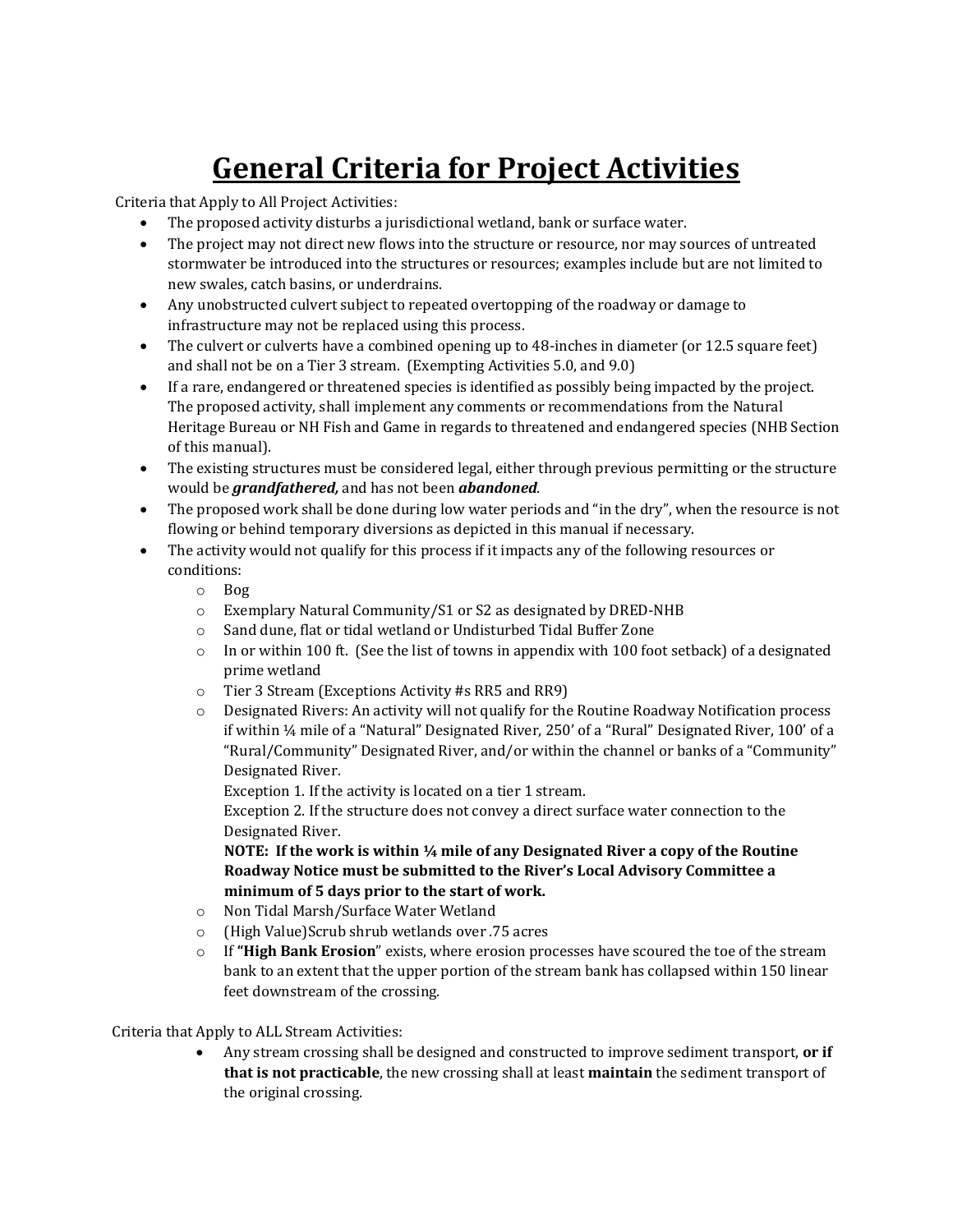# General Criteria for Project Activities

Criteria that Apply to All Project Activities:

- The proposed activity disturbs a jurisdictional wetland, bank or surface water.
- The project may not direct new flows into the structure or resource, nor may sources of untreated stormwater be introduced into the structures or resources; examples include but are not limited to new swales, catch basins, or underdrains.
- Any unobstructed culvert subject to repeated overtopping of the roadway or damage to infrastructure may not be replaced using this process.
- The culvert or culverts have a combined opening up to 48-inches in diameter (or 12.5 square feet) and shall not be on a Tier 3 stream. (Exempting Activities 5.0, and 9.0)
- If a rare, endangered or threatened species is identified as possibly being impacted by the project. The proposed activity, shall implement any comments or recommendations from the Natural Heritage Bureau or NH Fish and Game in regards to threatened and endangered species (NHB Section of this manual).
- The existing structures must be considered legal, either through previous permitting or the structure would be ***grandfathered,*** and has not been ***abandoned***.
- The proposed work shall be done during low water periods and "in the dry", when the resource is not flowing or behind temporary diversions as depicted in this manual if necessary.
- The activity would not qualify for this process if it impacts any of the following resources or conditions:
  - Bog
  - Exemplary Natural Community/S1 or S2 as designated by DRED-NHB
  - Sand dune, flat or tidal wetland or Undisturbed Tidal Buffer Zone
  - In or within 100 ft. (See the list of towns in appendix with 100 foot setback) of a designated prime wetland
  - Tier 3 Stream (Exceptions Activity #s RR5 and RR9)
  - Designated Rivers: An activity will not qualify for the Routine Roadway Notification process if within ¼ mile of a "Natural" Designated River, 250' of a "Rural" Designated River, 100' of a "Rural/Community" Designated River, and/or within the channel or banks of a "Community" Designated River.

    Exception 1. If the activity is located on a tier 1 stream.

    Exception 2. If the structure does not convey a direct surface water connection to the Designated River.

    **NOTE: If the work is within ¼ mile of any Designated River a copy of the Routine Roadway Notice must be submitted to the River's Local Advisory Committee a minimum of 5 days prior to the start of work.**
  - Non Tidal Marsh/Surface Water Wetland
  - (High Value)Scrub shrub wetlands over .75 acres
  - If **"High Bank Erosion"** exists, where erosion processes have scoured the toe of the stream bank to an extent that the upper portion of the stream bank has collapsed within 150 linear feet downstream of the crossing.

Criteria that Apply to ALL Stream Activities:

- Any stream crossing shall be designed and constructed to improve sediment transport, **or if that is not practicable**, the new crossing shall at least **maintain** the sediment transport of the original crossing.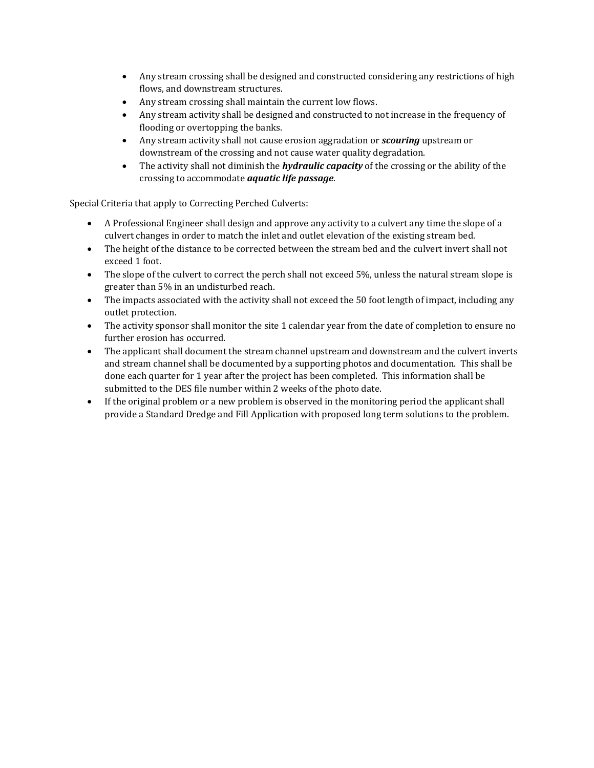- Any stream crossing shall be designed and constructed considering any restrictions of high flows, and downstream structures.
- Any stream crossing shall maintain the current low flows.
- Any stream activity shall be designed and constructed to not increase in the frequency of flooding or overtopping the banks.
- Any stream activity shall not cause erosion aggradation or ***scouring*** upstream or downstream of the crossing and not cause water quality degradation.
- The activity shall not diminish the ***hydraulic capacity*** of the crossing or the ability of the crossing to accommodate ***aquatic life passage***.

Special Criteria that apply to Correcting Perched Culverts:

- A Professional Engineer shall design and approve any activity to a culvert any time the slope of a culvert changes in order to match the inlet and outlet elevation of the existing stream bed.
- The height of the distance to be corrected between the stream bed and the culvert invert shall not exceed 1 foot.
- The slope of the culvert to correct the perch shall not exceed 5%, unless the natural stream slope is greater than 5% in an undisturbed reach.
- The impacts associated with the activity shall not exceed the 50 foot length of impact, including any outlet protection.
- The activity sponsor shall monitor the site 1 calendar year from the date of completion to ensure no further erosion has occurred.
- The applicant shall document the stream channel upstream and downstream and the culvert inverts and stream channel shall be documented by a supporting photos and documentation. This shall be done each quarter for 1 year after the project has been completed. This information shall be submitted to the DES file number within 2 weeks of the photo date.
- If the original problem or a new problem is observed in the monitoring period the applicant shall provide a Standard Dredge and Fill Application with proposed long term solutions to the problem.